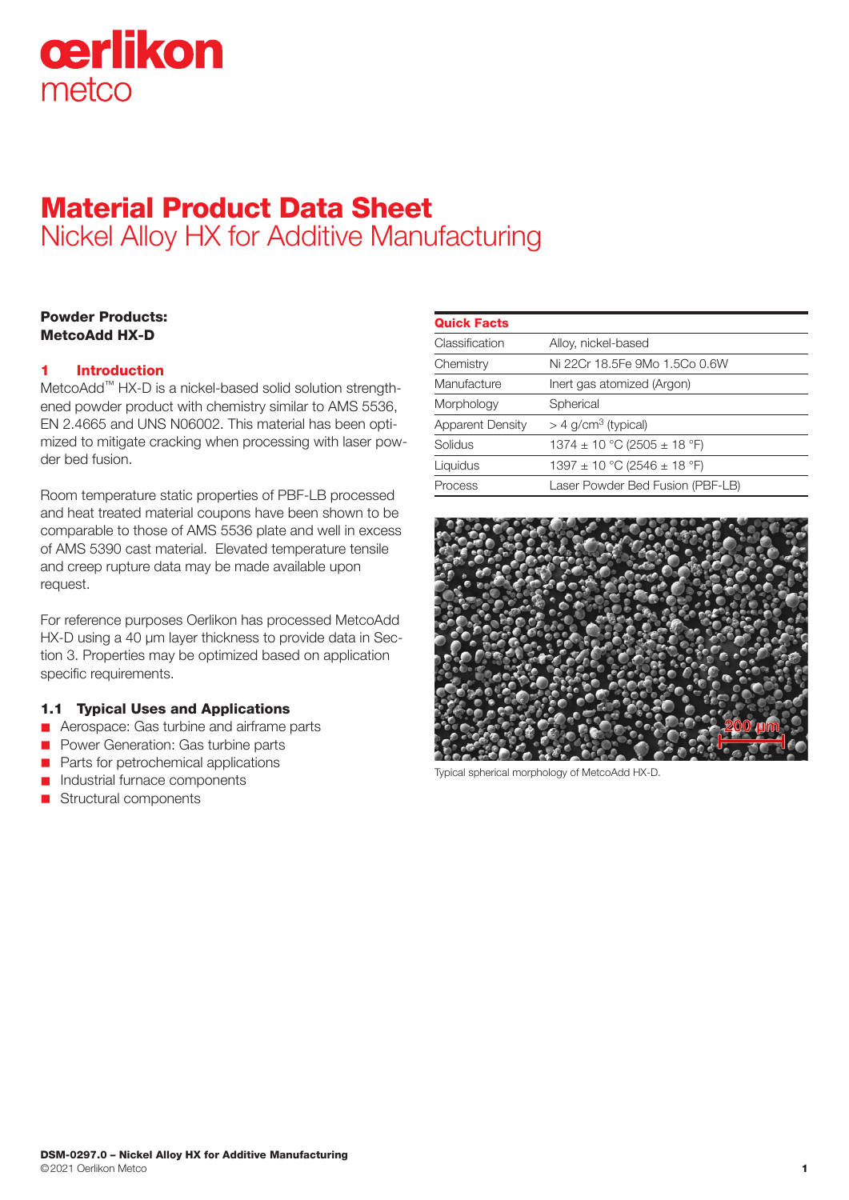# Material Product Data Sheet
## Nickel Alloy HX for Additive Manufacturing

**Powder Products:**
**MetcoAdd HX-D**

## 1 Introduction

MetcoAdd™ HX-D is a nickel-based solid solution strengthened powder product with chemistry similar to AMS 5536, EN 2.4665 and UNS N06002. This material has been optimized to mitigate cracking when processing with laser powder bed fusion.

Room temperature static properties of PBF-LB processed and heat treated material coupons have been shown to be comparable to those of AMS 5536 plate and well in excess of AMS 5390 cast material. Elevated temperature tensile and creep rupture data may be made available upon request.

For reference purposes Oerlikon has processed MetcoAdd HX-D using a 40 µm layer thickness to provide data in Section 3. Properties may be optimized based on application specific requirements.

### 1.1 Typical Uses and Applications

- Aerospace: Gas turbine and airframe parts
- Power Generation: Gas turbine parts
- Parts for petrochemical applications
- Industrial furnace components
- Structural components

| Quick Facts | |
|---|---|
| Classification | Alloy, nickel-based |
| Chemistry | Ni 22Cr 18.5Fe 9Mo 1.5Co 0.6W |
| Manufacture | Inert gas atomized (Argon) |
| Morphology | Spherical |
| Apparent Density | > 4 g/cm$^3$ (typical) |
| Solidus | 1374 ± 10 °C (2505 ± 18 °F) |
| Liquidus | 1397 ± 10 °C (2546 ± 18 °F) |
| Process | Laser Powder Bed Fusion (PBF-LB) |

Typical spherical morphology of MetcoAdd HX-D.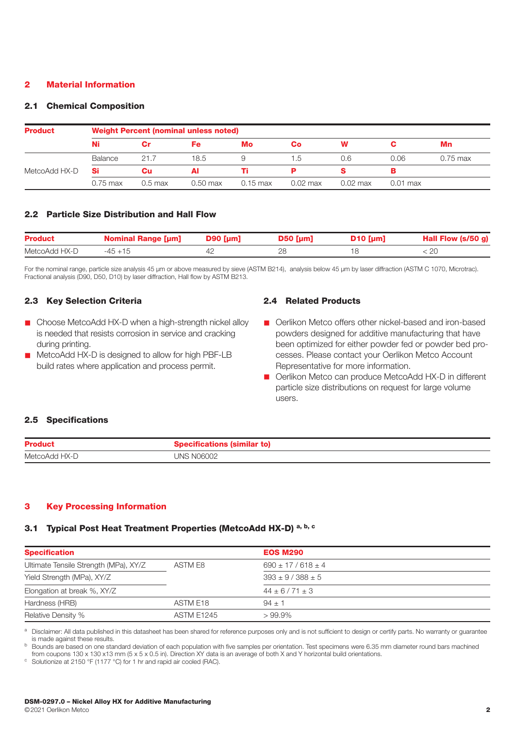## 2 Material Information

### 2.1 Chemical Composition

| Product | Weight Percent (nominal unless noted) | | | | | | | |
|---|---|---|---|---|---|---|---|---|
| | **Ni** | **Cr** | **Fe** | **Mo** | **Co** | **W** | **C** | **Mn** |
| | Balance | 21.7 | 18.5 | 9 | 1.5 | 0.6 | 0.06 | 0.75 max |
| MetcoAdd HX-D | **Si** | **Cu** | **Al** | **Ti** | **P** | **S** | **B** | |
| | 0.75 max | 0.5 max | 0.50 max | 0.15 max | 0.02 max | 0.02 max | 0.01 max | |

### 2.2 Particle Size Distribution and Hall Flow

| Product | Nominal Range [µm] | D90 [µm] | D50 [µm] | D10 [µm] | Hall Flow (s/50 g) |
|---|---|---|---|---|---|
| MetcoAdd HX-D | -45 +15 | 42 | 28 | 18 | < 20 |

For the nominal range, particle size analysis 45 µm or above measured by sieve (ASTM B214), analysis below 45 µm by laser diffraction (ASTM C 1070, Microtrac). Fractional analysis (D90, D50, D10) by laser diffraction, Hall flow by ASTM B213.

### 2.3 Key Selection Criteria

- Choose MetcoAdd HX-D when a high-strength nickel alloy is needed that resists corrosion in service and cracking during printing.
- MetcoAdd HX-D is designed to allow for high PBF-LB build rates where application and process permit.

### 2.4 Related Products

- Oerlikon Metco offers other nickel-based and iron-based powders designed for additive manufacturing that have been optimized for either powder fed or powder bed processes. Please contact your Oerlikon Metco Account Representative for more information.
- Oerlikon Metco can produce MetcoAdd HX-D in different particle size distributions on request for large volume users.

### 2.5 Specifications

| Product | Specifications (similar to) |
|---|---|
| MetcoAdd HX-D | UNS N06002 |

## 3 Key Processing Information

### 3.1 Typical Post Heat Treatment Properties (MetcoAdd HX-D) [a, b, c]

| Specification | | EOS M290 |
|---|---|---|
| Ultimate Tensile Strength (MPa), XY/Z | ASTM E8 | 690 ± 17 / 618 ± 4 |
| Yield Strength (MPa), XY/Z | | 393 ± 9 / 388 ± 5 |
| Elongation at break %, XY/Z | | 44 ± 6 / 71 ± 3 |
| Hardness (HRB) | ASTM E18 | 94 ± 1 |
| Relative Density % | ASTM E1245 | > 99.9% |

[a] Disclaimer: All data published in this datasheet has been shared for reference purposes only and is not sufficient to design or certify parts. No warranty or guarantee is made against these results.
[b] Bounds are based on one standard deviation of each population with five samples per orientation. Test specimens were 6.35 mm diameter round bars machined from coupons 130 x 130 x13 mm (5 x 5 x 0.5 in). Direction XY data is an average of both X and Y horizontal build orientations.
[c] Solutionize at 2150 °F (1177 °C) for 1 hr and rapid air cooled (RAC).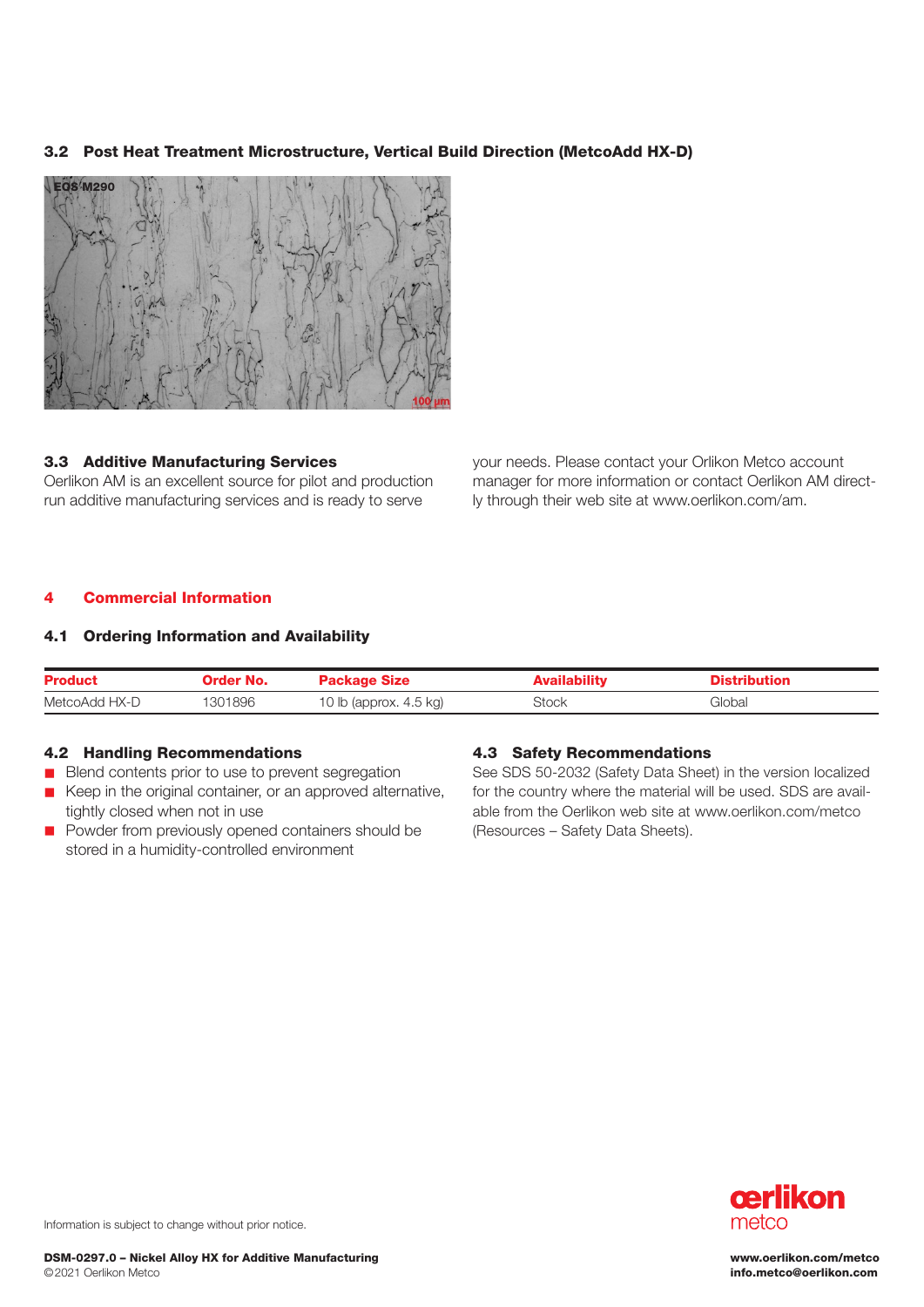### 3.2 Post Heat Treatment Microstructure, Vertical Build Direction (MetcoAdd HX-D)

EOS M290

100 µm

### 3.3 Additive Manufacturing Services

Oerlikon AM is an excellent source for pilot and production run additive manufacturing services and is ready to serve your needs. Please contact your Orlikon Metco account manager for more information or contact Oerlikon AM directly through their web site at www.oerlikon.com/am.

## 4 Commercial Information

### 4.1 Ordering Information and Availability

| Product | Order No. | Package Size | Availability | Distribution |
|---|---|---|---|---|
| MetcoAdd HX-D | 1301896 | 10 lb (approx. 4.5 kg) | Stock | Global |

### 4.2 Handling Recommendations

- Blend contents prior to use to prevent segregation
- Keep in the original container, or an approved alternative, tightly closed when not in use
- Powder from previously opened containers should be stored in a humidity-controlled environment

### 4.3 Safety Recommendations

See SDS 50-2032 (Safety Data Sheet) in the version localized for the country where the material will be used. SDS are available from the Oerlikon web site at www.oerlikon.com/metco (Resources – Safety Data Sheets).

Information is subject to change without prior notice.

**DSM-0297.0 – Nickel Alloy HX for Additive Manufacturing**
©2021 Oerlikon Metco

**www.oerlikon.com/metco**
**info.metco@oerlikon.com**